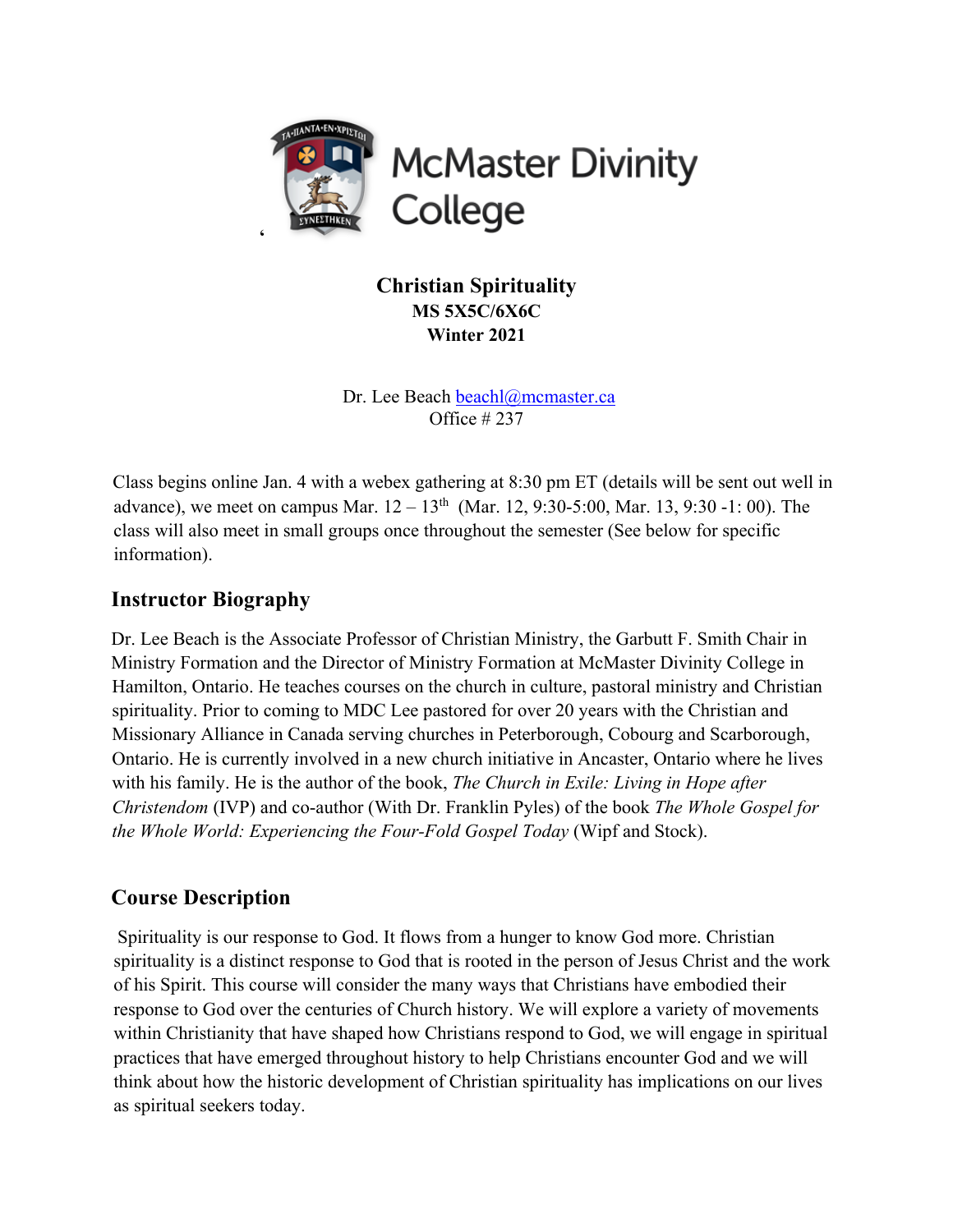McMaster Divinity College

# Christian Spirituality

**MS 5X5C/6X6C**

**Winter 2021**

Dr. Lee Beach beachl@mcmaster.ca
Office # 237

Class begins online Jan. 4 with a webex gathering at 8:30 pm ET (details will be sent out well in advance), we meet on campus Mar. 12 – 13th (Mar. 12, 9:30-5:00, Mar. 13, 9:30 -1: 00). The class will also meet in small groups once throughout the semester (See below for specific information).

## Instructor Biography

Dr. Lee Beach is the Associate Professor of Christian Ministry, the Garbutt F. Smith Chair in Ministry Formation and the Director of Ministry Formation at McMaster Divinity College in Hamilton, Ontario. He teaches courses on the church in culture, pastoral ministry and Christian spirituality. Prior to coming to MDC Lee pastored for over 20 years with the Christian and Missionary Alliance in Canada serving churches in Peterborough, Cobourg and Scarborough, Ontario. He is currently involved in a new church initiative in Ancaster, Ontario where he lives with his family. He is the author of the book, *The Church in Exile: Living in Hope after Christendom* (IVP) and co-author (With Dr. Franklin Pyles) of the book *The Whole Gospel for the Whole World: Experiencing the Four-Fold Gospel Today* (Wipf and Stock).

## Course Description

Spirituality is our response to God. It flows from a hunger to know God more. Christian spirituality is a distinct response to God that is rooted in the person of Jesus Christ and the work of his Spirit. This course will consider the many ways that Christians have embodied their response to God over the centuries of Church history. We will explore a variety of movements within Christianity that have shaped how Christians respond to God, we will engage in spiritual practices that have emerged throughout history to help Christians encounter God and we will think about how the historic development of Christian spirituality has implications on our lives as spiritual seekers today.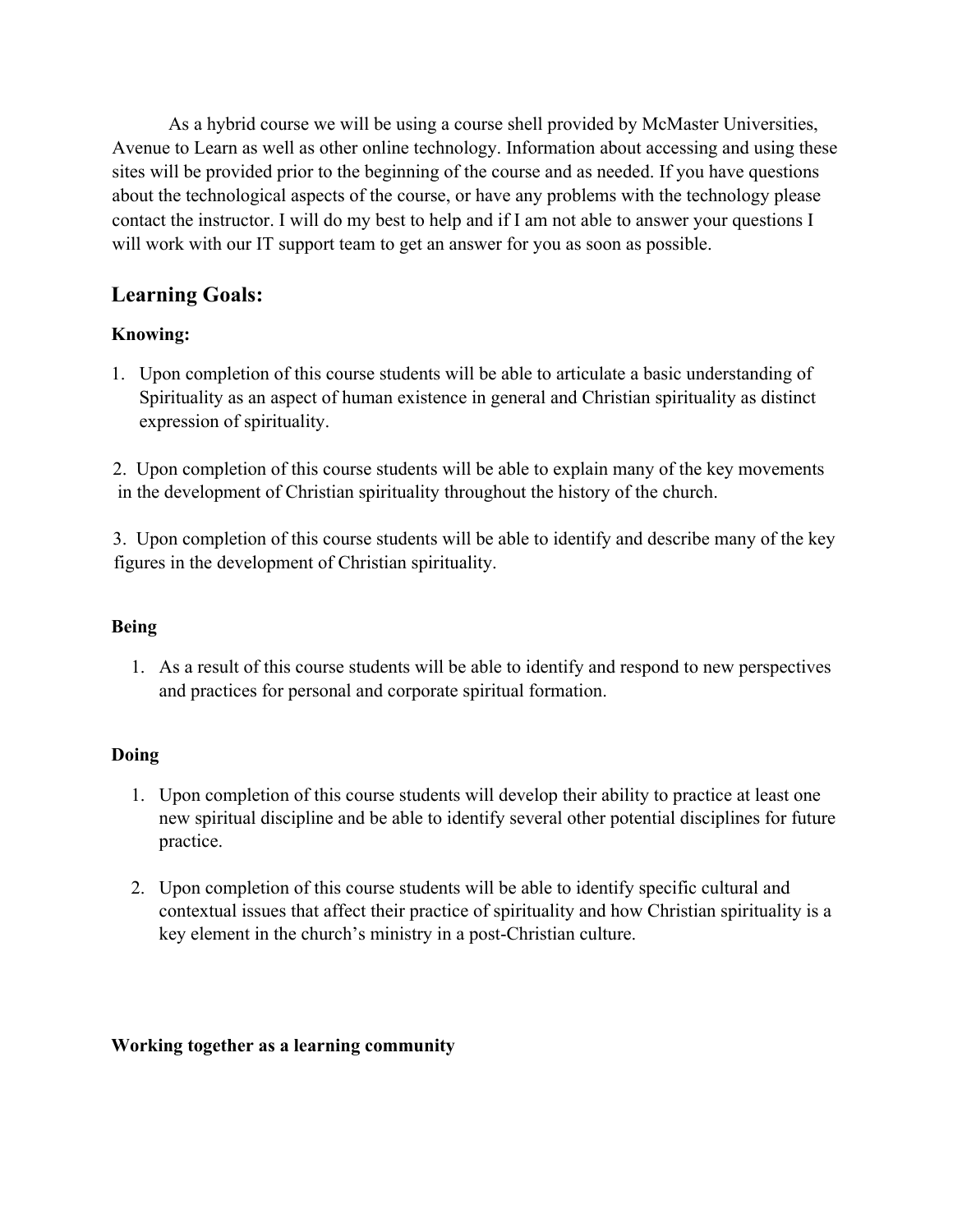As a hybrid course we will be using a course shell provided by McMaster Universities, Avenue to Learn as well as other online technology. Information about accessing and using these sites will be provided prior to the beginning of the course and as needed. If you have questions about the technological aspects of the course, or have any problems with the technology please contact the instructor. I will do my best to help and if I am not able to answer your questions I will work with our IT support team to get an answer for you as soon as possible.

## Learning Goals:

**Knowing:**

1. Upon completion of this course students will be able to articulate a basic understanding of Spirituality as an aspect of human existence in general and Christian spirituality as distinct expression of spirituality.

2. Upon completion of this course students will be able to explain many of the key movements in the development of Christian spirituality throughout the history of the church.

3. Upon completion of this course students will be able to identify and describe many of the key figures in the development of Christian spirituality.

**Being**

1. As a result of this course students will be able to identify and respond to new perspectives and practices for personal and corporate spiritual formation.

**Doing**

1. Upon completion of this course students will develop their ability to practice at least one new spiritual discipline and be able to identify several other potential disciplines for future practice.

2. Upon completion of this course students will be able to identify specific cultural and contextual issues that affect their practice of spirituality and how Christian spirituality is a key element in the church's ministry in a post-Christian culture.

**Working together as a learning community**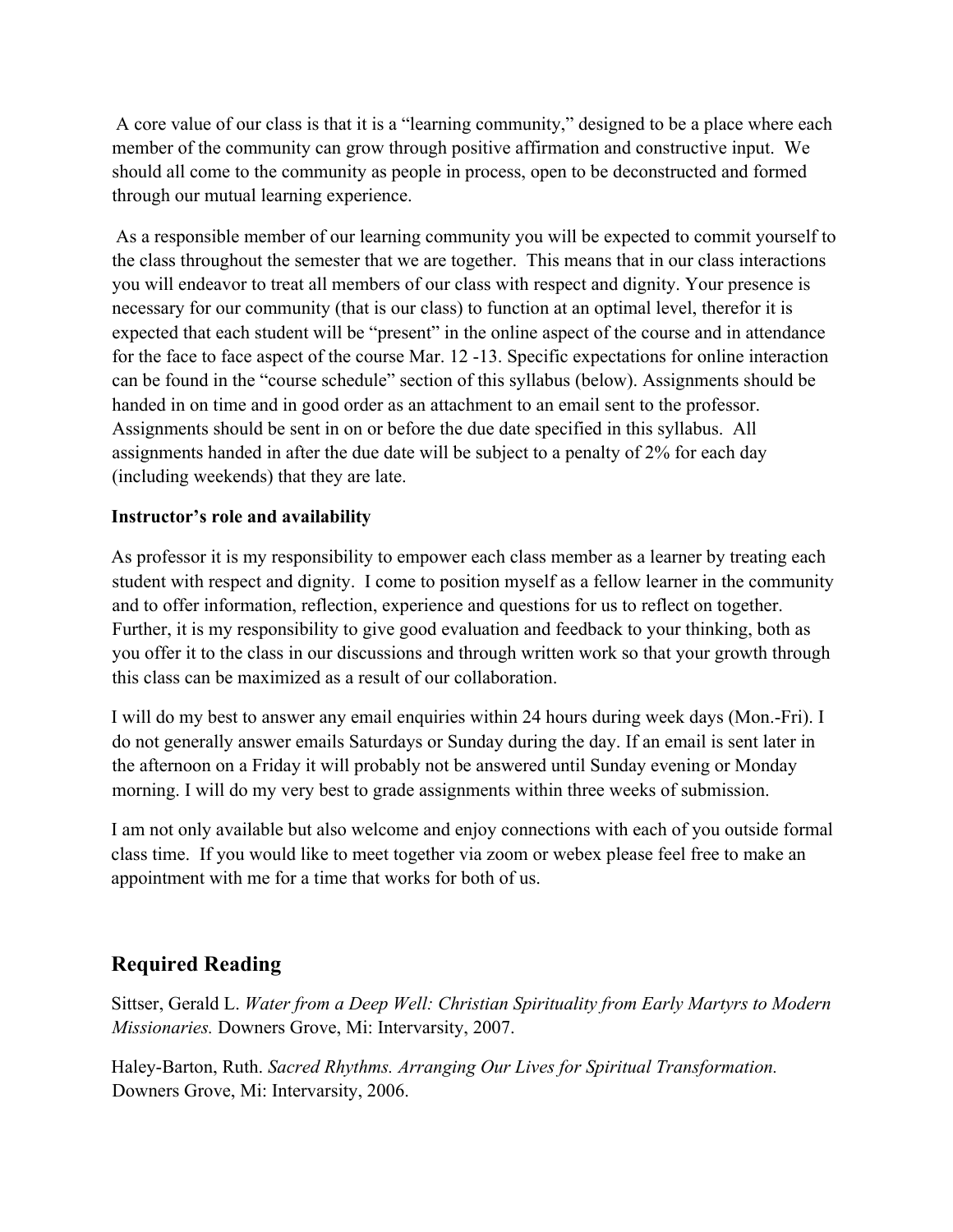A core value of our class is that it is a "learning community," designed to be a place where each member of the community can grow through positive affirmation and constructive input. We should all come to the community as people in process, open to be deconstructed and formed through our mutual learning experience.

As a responsible member of our learning community you will be expected to commit yourself to the class throughout the semester that we are together. This means that in our class interactions you will endeavor to treat all members of our class with respect and dignity. Your presence is necessary for our community (that is our class) to function at an optimal level, therefor it is expected that each student will be "present" in the online aspect of the course and in attendance for the face to face aspect of the course Mar. 12 -13. Specific expectations for online interaction can be found in the "course schedule" section of this syllabus (below). Assignments should be handed in on time and in good order as an attachment to an email sent to the professor. Assignments should be sent in on or before the due date specified in this syllabus. All assignments handed in after the due date will be subject to a penalty of 2% for each day (including weekends) that they are late.

**Instructor's role and availability**

As professor it is my responsibility to empower each class member as a learner by treating each student with respect and dignity. I come to position myself as a fellow learner in the community and to offer information, reflection, experience and questions for us to reflect on together. Further, it is my responsibility to give good evaluation and feedback to your thinking, both as you offer it to the class in our discussions and through written work so that your growth through this class can be maximized as a result of our collaboration.

I will do my best to answer any email enquiries within 24 hours during week days (Mon.-Fri). I do not generally answer emails Saturdays or Sunday during the day. If an email is sent later in the afternoon on a Friday it will probably not be answered until Sunday evening or Monday morning. I will do my very best to grade assignments within three weeks of submission.

I am not only available but also welcome and enjoy connections with each of you outside formal class time. If you would like to meet together via zoom or webex please feel free to make an appointment with me for a time that works for both of us.

## Required Reading

Sittser, Gerald L. *Water from a Deep Well: Christian Spirituality from Early Martyrs to Modern Missionaries.* Downers Grove, Mi: Intervarsity, 2007.

Haley-Barton, Ruth. *Sacred Rhythms. Arranging Our Lives for Spiritual Transformation.* Downers Grove, Mi: Intervarsity, 2006.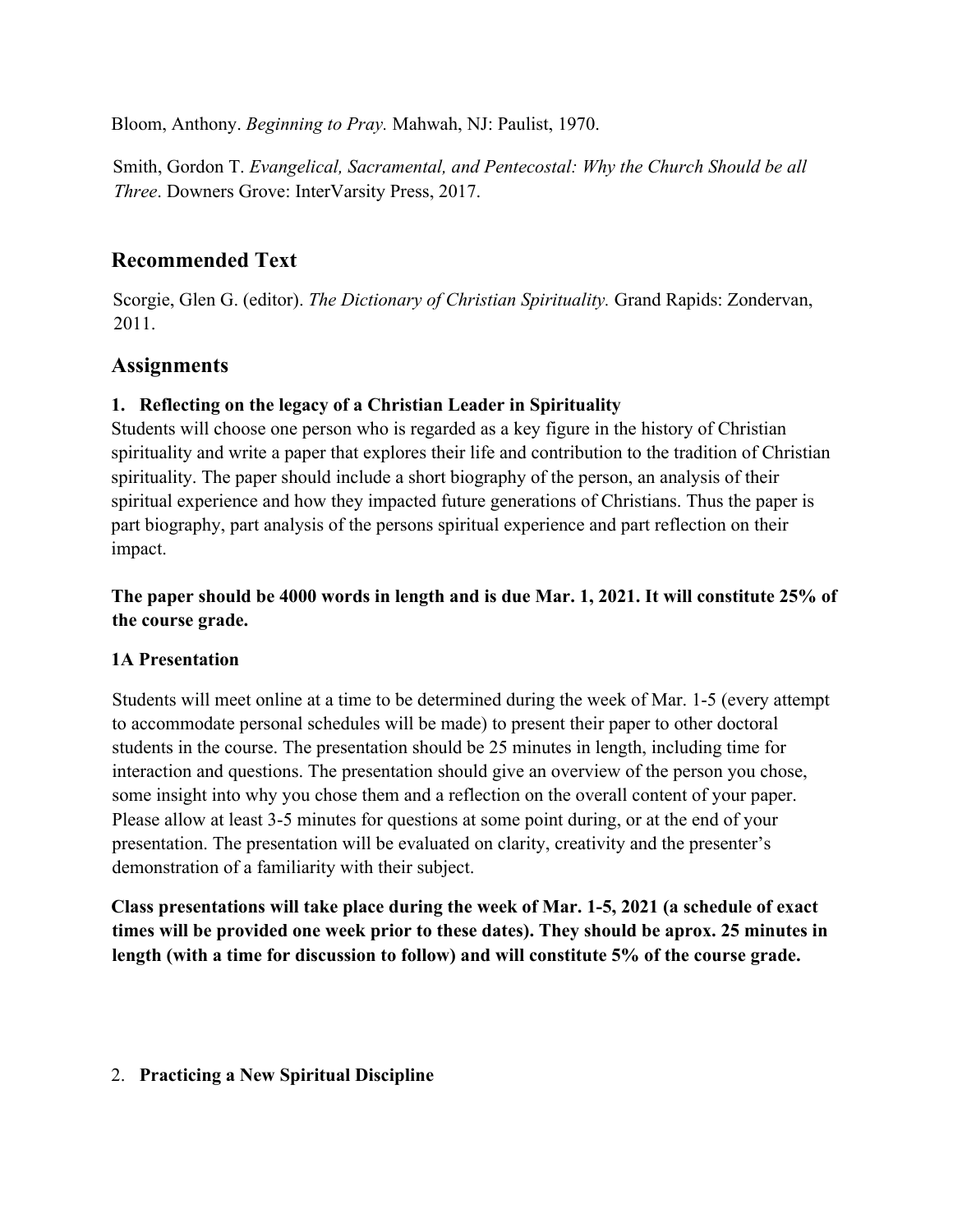Bloom, Anthony. *Beginning to Pray.* Mahwah, NJ: Paulist, 1970.

Smith, Gordon T. *Evangelical, Sacramental, and Pentecostal: Why the Church Should be all Three*. Downers Grove: InterVarsity Press, 2017.

## Recommended Text

Scorgie, Glen G. (editor). *The Dictionary of Christian Spirituality.* Grand Rapids: Zondervan, 2011.

## Assignments

**1. Reflecting on the legacy of a Christian Leader in Spirituality**

Students will choose one person who is regarded as a key figure in the history of Christian spirituality and write a paper that explores their life and contribution to the tradition of Christian spirituality. The paper should include a short biography of the person, an analysis of their spiritual experience and how they impacted future generations of Christians. Thus the paper is part biography, part analysis of the persons spiritual experience and part reflection on their impact.

**The paper should be 4000 words in length and is due Mar. 1, 2021. It will constitute 25% of the course grade.**

**1A Presentation**

Students will meet online at a time to be determined during the week of Mar. 1-5 (every attempt to accommodate personal schedules will be made) to present their paper to other doctoral students in the course. The presentation should be 25 minutes in length, including time for interaction and questions. The presentation should give an overview of the person you chose, some insight into why you chose them and a reflection on the overall content of your paper. Please allow at least 3-5 minutes for questions at some point during, or at the end of your presentation. The presentation will be evaluated on clarity, creativity and the presenter's demonstration of a familiarity with their subject.

**Class presentations will take place during the week of Mar. 1-5, 2021 (a schedule of exact times will be provided one week prior to these dates). They should be aprox. 25 minutes in length (with a time for discussion to follow) and will constitute 5% of the course grade.**

2. **Practicing a New Spiritual Discipline**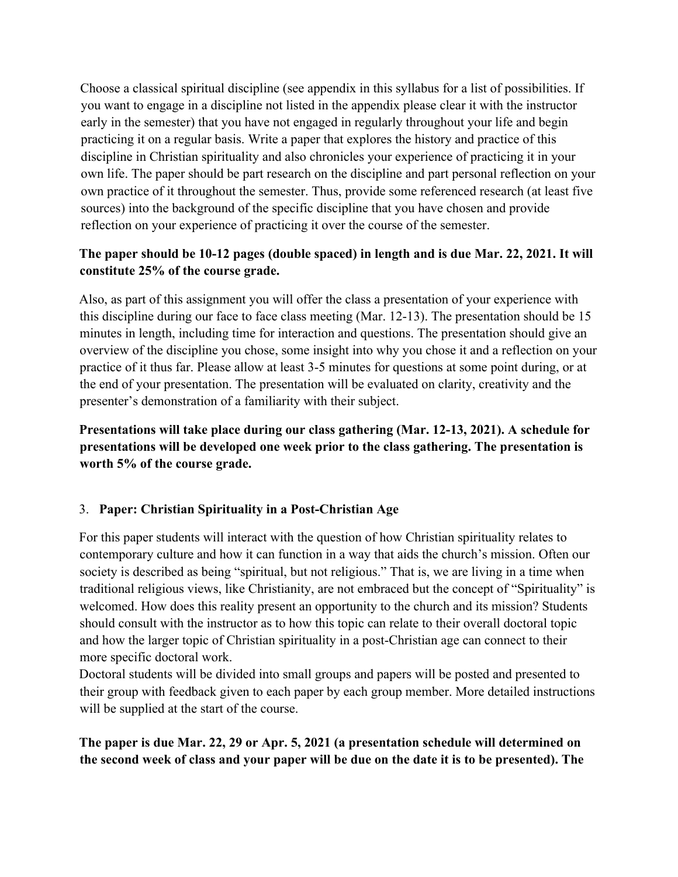Choose a classical spiritual discipline (see appendix in this syllabus for a list of possibilities. If you want to engage in a discipline not listed in the appendix please clear it with the instructor early in the semester) that you have not engaged in regularly throughout your life and begin practicing it on a regular basis. Write a paper that explores the history and practice of this discipline in Christian spirituality and also chronicles your experience of practicing it in your own life. The paper should be part research on the discipline and part personal reflection on your own practice of it throughout the semester. Thus, provide some referenced research (at least five sources) into the background of the specific discipline that you have chosen and provide reflection on your experience of practicing it over the course of the semester.

**The paper should be 10-12 pages (double spaced) in length and is due Mar. 22, 2021. It will constitute 25% of the course grade.**

Also, as part of this assignment you will offer the class a presentation of your experience with this discipline during our face to face class meeting (Mar. 12-13). The presentation should be 15 minutes in length, including time for interaction and questions. The presentation should give an overview of the discipline you chose, some insight into why you chose it and a reflection on your practice of it thus far. Please allow at least 3-5 minutes for questions at some point during, or at the end of your presentation. The presentation will be evaluated on clarity, creativity and the presenter's demonstration of a familiarity with their subject.

**Presentations will take place during our class gathering (Mar. 12-13, 2021). A schedule for presentations will be developed one week prior to the class gathering. The presentation is worth 5% of the course grade.**

3. **Paper: Christian Spirituality in a Post-Christian Age**

For this paper students will interact with the question of how Christian spirituality relates to contemporary culture and how it can function in a way that aids the church's mission. Often our society is described as being "spiritual, but not religious." That is, we are living in a time when traditional religious views, like Christianity, are not embraced but the concept of "Spirituality" is welcomed. How does this reality present an opportunity to the church and its mission? Students should consult with the instructor as to how this topic can relate to their overall doctoral topic and how the larger topic of Christian spirituality in a post-Christian age can connect to their more specific doctoral work.
Doctoral students will be divided into small groups and papers will be posted and presented to their group with feedback given to each paper by each group member. More detailed instructions will be supplied at the start of the course.

**The paper is due Mar. 22, 29 or Apr. 5, 2021 (a presentation schedule will determined on the second week of class and your paper will be due on the date it is to be presented). The**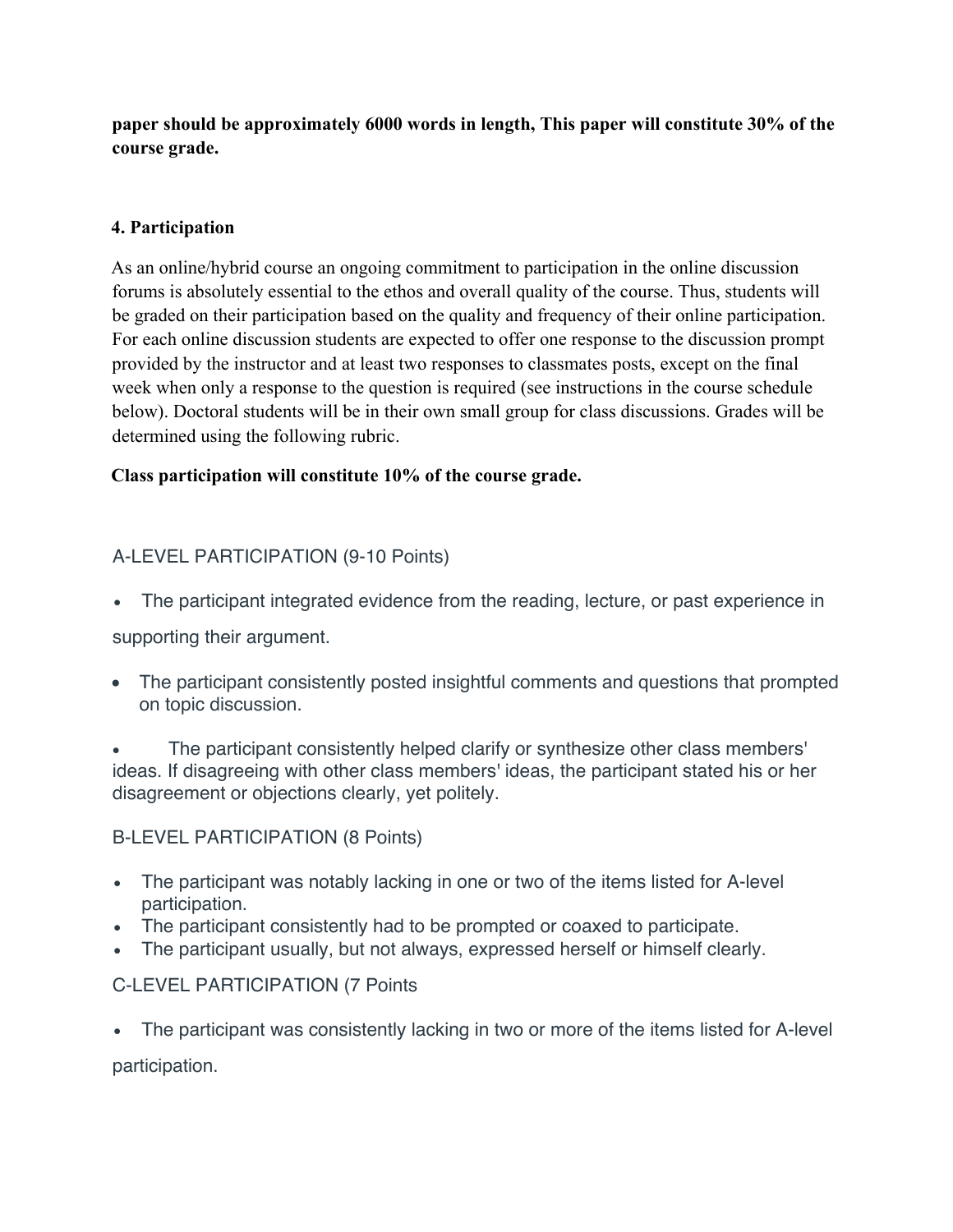**paper should be approximately 6000 words in length, This paper will constitute 30% of the course grade.**

**4. Participation**

As an online/hybrid course an ongoing commitment to participation in the online discussion forums is absolutely essential to the ethos and overall quality of the course. Thus, students will be graded on their participation based on the quality and frequency of their online participation. For each online discussion students are expected to offer one response to the discussion prompt provided by the instructor and at least two responses to classmates posts, except on the final week when only a response to the question is required (see instructions in the course schedule below). Doctoral students will be in their own small group for class discussions. Grades will be determined using the following rubric.

**Class participation will constitute 10% of the course grade.**

A-LEVEL PARTICIPATION (9-10 Points)

- The participant integrated evidence from the reading, lecture, or past experience in supporting their argument.
- The participant consistently posted insightful comments and questions that prompted on topic discussion.
- The participant consistently helped clarify or synthesize other class members' ideas. If disagreeing with other class members' ideas, the participant stated his or her disagreement or objections clearly, yet politely.

B-LEVEL PARTICIPATION (8 Points)

- The participant was notably lacking in one or two of the items listed for A-level participation.
- The participant consistently had to be prompted or coaxed to participate.
- The participant usually, but not always, expressed herself or himself clearly.

C-LEVEL PARTICIPATION (7 Points

- The participant was consistently lacking in two or more of the items listed for A-level participation.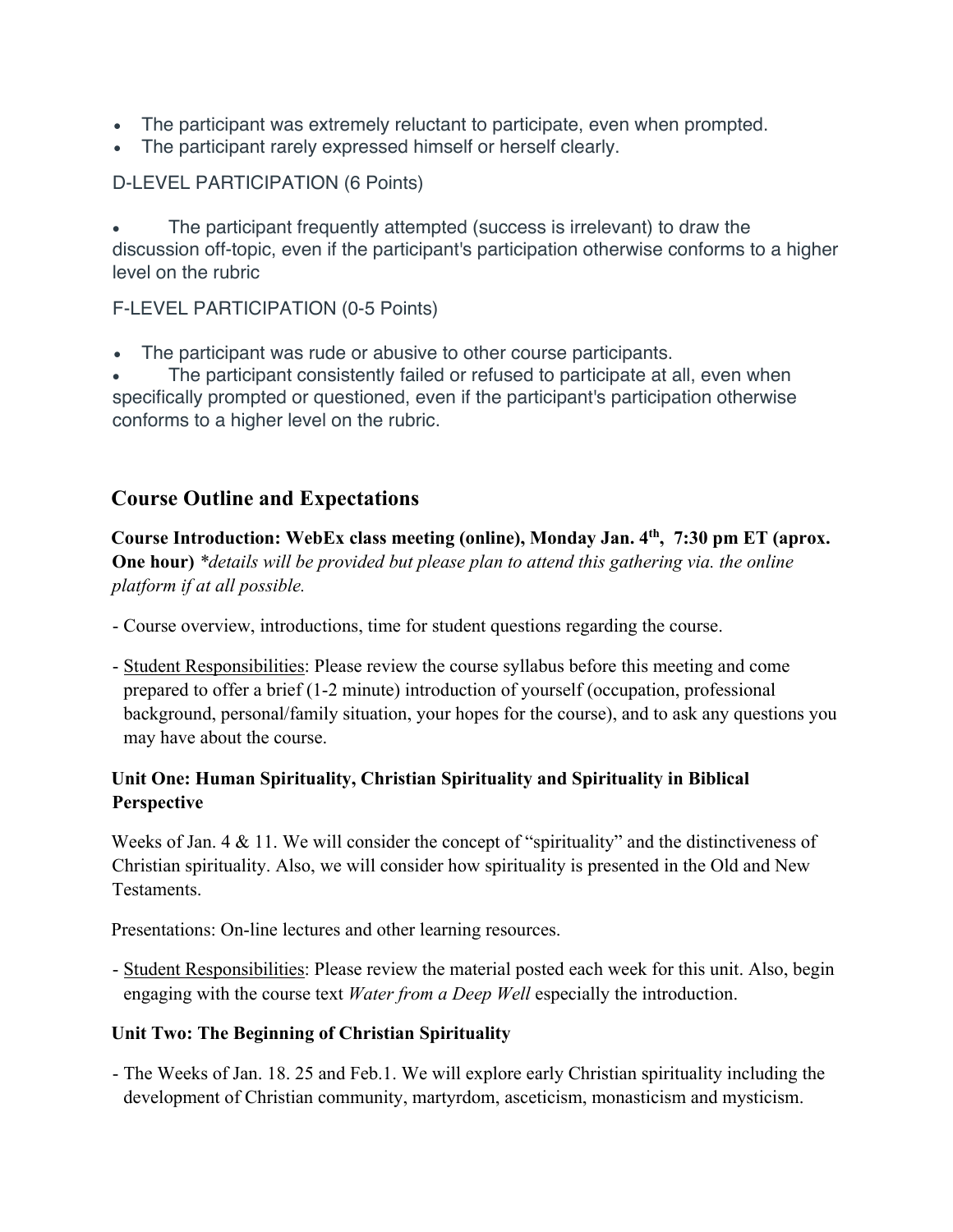- The participant was extremely reluctant to participate, even when prompted.
- The participant rarely expressed himself or herself clearly.

D-LEVEL PARTICIPATION (6 Points)

- The participant frequently attempted (success is irrelevant) to draw the discussion off-topic, even if the participant's participation otherwise conforms to a higher level on the rubric

F-LEVEL PARTICIPATION (0-5 Points)

- The participant was rude or abusive to other course participants.
- The participant consistently failed or refused to participate at all, even when specifically prompted or questioned, even if the participant's participation otherwise conforms to a higher level on the rubric.

## Course Outline and Expectations

**Course Introduction: WebEx class meeting (online), Monday Jan. 4th, 7:30 pm ET (aprox. One hour)** *\*details will be provided but please plan to attend this gathering via. the online platform if at all possible.*

- Course overview, introductions, time for student questions regarding the course.
- Student Responsibilities: Please review the course syllabus before this meeting and come prepared to offer a brief (1-2 minute) introduction of yourself (occupation, professional background, personal/family situation, your hopes for the course), and to ask any questions you may have about the course.

### Unit One: Human Spirituality, Christian Spirituality and Spirituality in Biblical Perspective

Weeks of Jan. 4 & 11. We will consider the concept of "spirituality" and the distinctiveness of Christian spirituality. Also, we will consider how spirituality is presented in the Old and New Testaments.

Presentations: On-line lectures and other learning resources.

- Student Responsibilities: Please review the material posted each week for this unit. Also, begin engaging with the course text *Water from a Deep Well* especially the introduction.

### Unit Two: The Beginning of Christian Spirituality

- The Weeks of Jan. 18. 25 and Feb.1. We will explore early Christian spirituality including the development of Christian community, martyrdom, asceticism, monasticism and mysticism.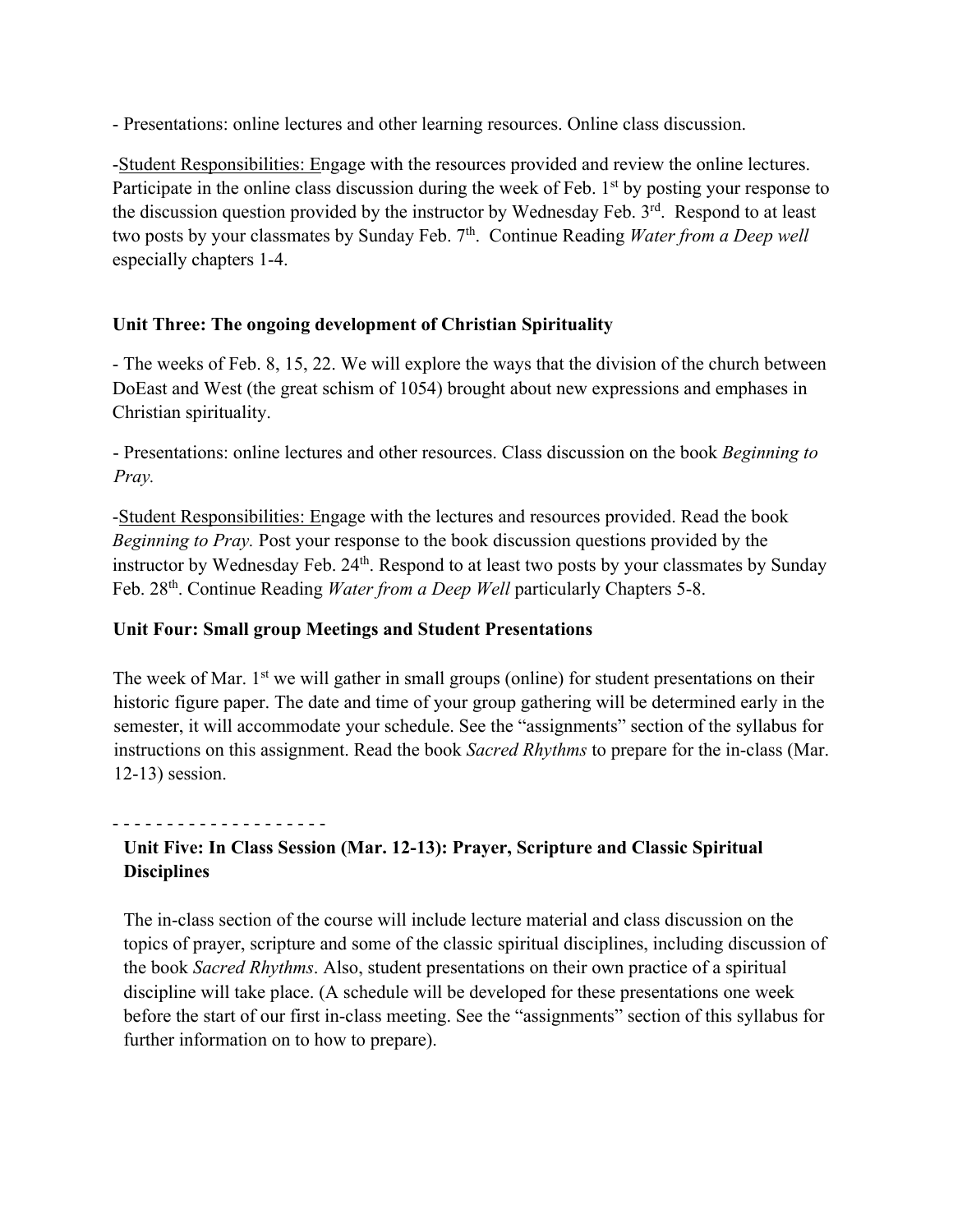- Presentations: online lectures and other learning resources. Online class discussion.

-Student Responsibilities: Engage with the resources provided and review the online lectures. Participate in the online class discussion during the week of Feb. 1st by posting your response to the discussion question provided by the instructor by Wednesday Feb. 3rd. Respond to at least two posts by your classmates by Sunday Feb. 7th. Continue Reading *Water from a Deep well* especially chapters 1-4.

**Unit Three: The ongoing development of Christian Spirituality**

- The weeks of Feb. 8, 15, 22. We will explore the ways that the division of the church between DoEast and West (the great schism of 1054) brought about new expressions and emphases in Christian spirituality.

- Presentations: online lectures and other resources. Class discussion on the book *Beginning to Pray.*

-Student Responsibilities: Engage with the lectures and resources provided. Read the book *Beginning to Pray.* Post your response to the book discussion questions provided by the instructor by Wednesday Feb. 24th. Respond to at least two posts by your classmates by Sunday Feb. 28th. Continue Reading *Water from a Deep Well* particularly Chapters 5-8.

**Unit Four: Small group Meetings and Student Presentations**

The week of Mar. 1st we will gather in small groups (online) for student presentations on their historic figure paper. The date and time of your group gathering will be determined early in the semester, it will accommodate your schedule. See the "assignments" section of the syllabus for instructions on this assignment. Read the book *Sacred Rhythms* to prepare for the in-class (Mar. 12-13) session.

- - - - - - - - - - - - - - - - - - -

**Unit Five: In Class Session (Mar. 12-13): Prayer, Scripture and Classic Spiritual Disciplines**

The in-class section of the course will include lecture material and class discussion on the topics of prayer, scripture and some of the classic spiritual disciplines, including discussion of the book *Sacred Rhythms*. Also, student presentations on their own practice of a spiritual discipline will take place. (A schedule will be developed for these presentations one week before the start of our first in-class meeting. See the "assignments" section of this syllabus for further information on to how to prepare).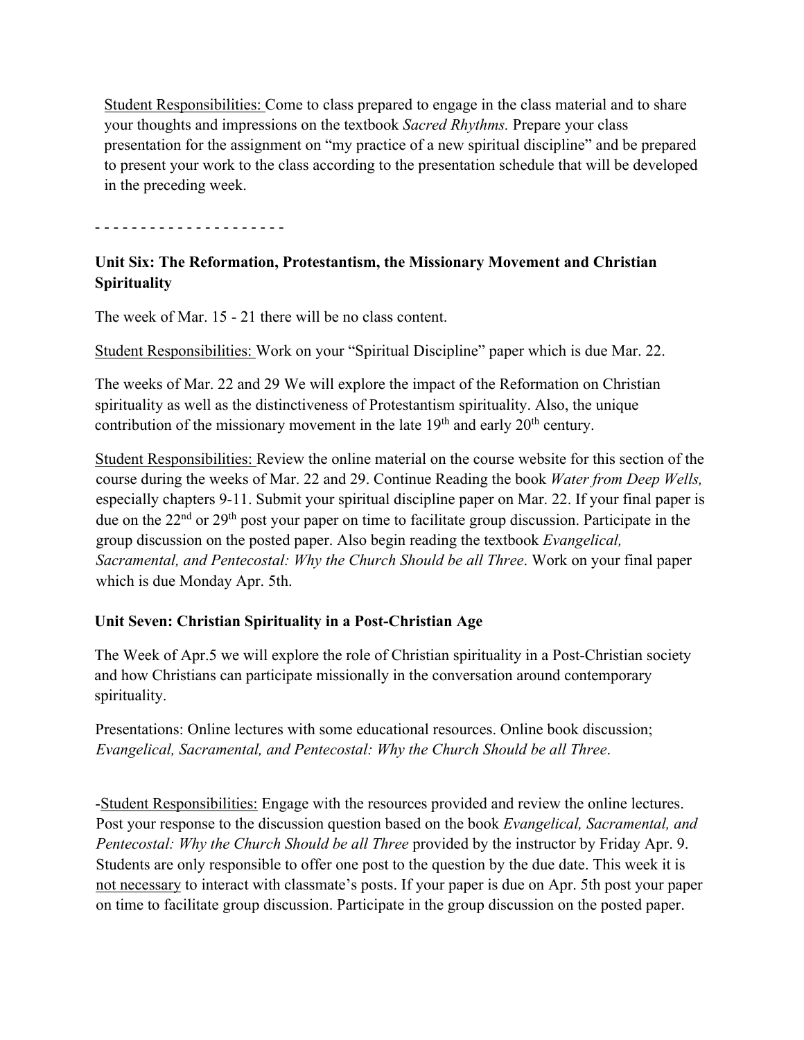Student Responsibilities: Come to class prepared to engage in the class material and to share your thoughts and impressions on the textbook *Sacred Rhythms.* Prepare your class presentation for the assignment on "my practice of a new spiritual discipline" and be prepared to present your work to the class according to the presentation schedule that will be developed in the preceding week.

- - - - - - - - - - - - - - - - - - - - -

**Unit Six: The Reformation, Protestantism, the Missionary Movement and Christian Spirituality**

The week of Mar. 15 - 21 there will be no class content.

Student Responsibilities: Work on your "Spiritual Discipline" paper which is due Mar. 22.

The weeks of Mar. 22 and 29 We will explore the impact of the Reformation on Christian spirituality as well as the distinctiveness of Protestantism spirituality. Also, the unique contribution of the missionary movement in the late 19th and early 20th century.

Student Responsibilities: Review the online material on the course website for this section of the course during the weeks of Mar. 22 and 29. Continue Reading the book *Water from Deep Wells,* especially chapters 9-11. Submit your spiritual discipline paper on Mar. 22. If your final paper is due on the 22nd or 29th post your paper on time to facilitate group discussion. Participate in the group discussion on the posted paper. Also begin reading the textbook *Evangelical, Sacramental, and Pentecostal: Why the Church Should be all Three*. Work on your final paper which is due Monday Apr. 5th.

**Unit Seven: Christian Spirituality in a Post-Christian Age**

The Week of Apr.5 we will explore the role of Christian spirituality in a Post-Christian society and how Christians can participate missionally in the conversation around contemporary spirituality.

Presentations: Online lectures with some educational resources. Online book discussion; *Evangelical, Sacramental, and Pentecostal: Why the Church Should be all Three*.

-Student Responsibilities: Engage with the resources provided and review the online lectures. Post your response to the discussion question based on the book *Evangelical, Sacramental, and Pentecostal: Why the Church Should be all Three* provided by the instructor by Friday Apr. 9. Students are only responsible to offer one post to the question by the due date. This week it is not necessary to interact with classmate's posts. If your paper is due on Apr. 5th post your paper on time to facilitate group discussion. Participate in the group discussion on the posted paper.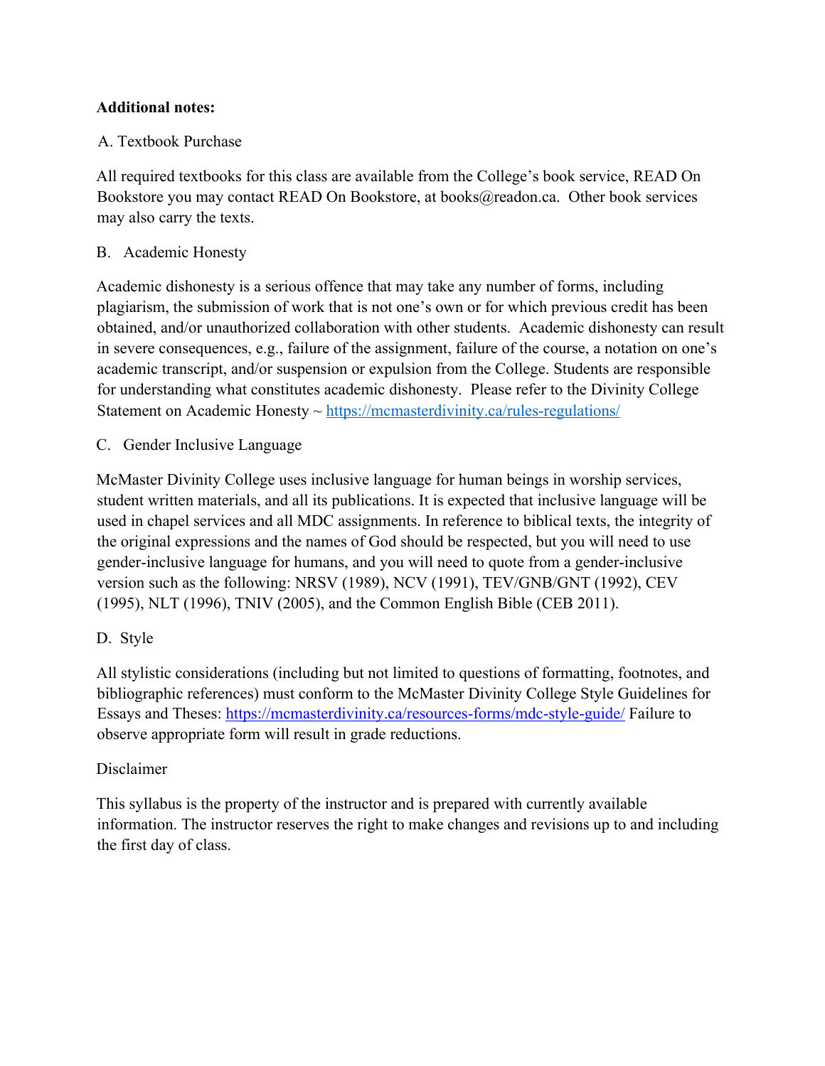**Additional notes:**

A. Textbook Purchase

All required textbooks for this class are available from the College's book service, READ On Bookstore you may contact READ On Bookstore, at books@readon.ca. Other book services may also carry the texts.

B. Academic Honesty

Academic dishonesty is a serious offence that may take any number of forms, including plagiarism, the submission of work that is not one's own or for which previous credit has been obtained, and/or unauthorized collaboration with other students. Academic dishonesty can result in severe consequences, e.g., failure of the assignment, failure of the course, a notation on one's academic transcript, and/or suspension or expulsion from the College. Students are responsible for understanding what constitutes academic dishonesty. Please refer to the Divinity College Statement on Academic Honesty ~ https://mcmasterdivinity.ca/rules-regulations/

C. Gender Inclusive Language

McMaster Divinity College uses inclusive language for human beings in worship services, student written materials, and all its publications. It is expected that inclusive language will be used in chapel services and all MDC assignments. In reference to biblical texts, the integrity of the original expressions and the names of God should be respected, but you will need to use gender-inclusive language for humans, and you will need to quote from a gender-inclusive version such as the following: NRSV (1989), NCV (1991), TEV/GNB/GNT (1992), CEV (1995), NLT (1996), TNIV (2005), and the Common English Bible (CEB 2011).

D. Style

All stylistic considerations (including but not limited to questions of formatting, footnotes, and bibliographic references) must conform to the McMaster Divinity College Style Guidelines for Essays and Theses: https://mcmasterdivinity.ca/resources-forms/mdc-style-guide/ Failure to observe appropriate form will result in grade reductions.

Disclaimer

This syllabus is the property of the instructor and is prepared with currently available information. The instructor reserves the right to make changes and revisions up to and including the first day of class.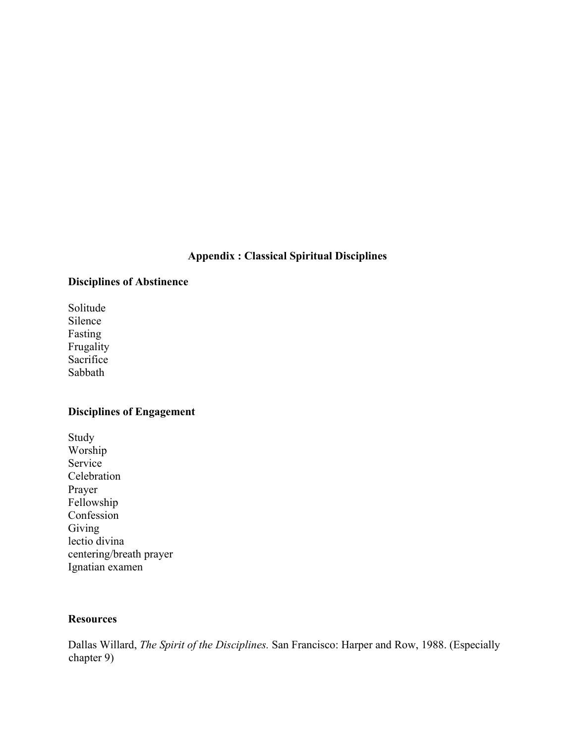## Appendix : Classical Spiritual Disciplines

### Disciplines of Abstinence

Solitude
Silence
Fasting
Frugality
Sacrifice
Sabbath

### Disciplines of Engagement

Study
Worship
Service
Celebration
Prayer
Fellowship
Confession
Giving
lectio divina
centering/breath prayer
Ignatian examen

### Resources

Dallas Willard, *The Spirit of the Disciplines.* San Francisco: Harper and Row, 1988. (Especially chapter 9)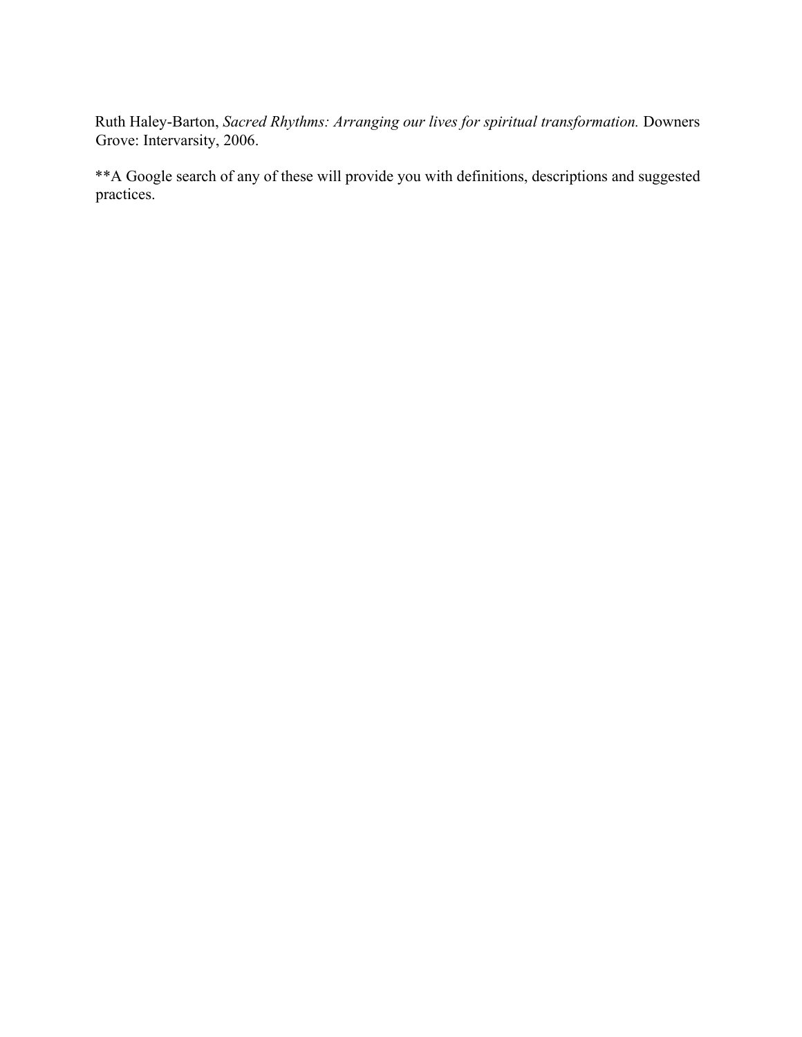Ruth Haley-Barton, *Sacred Rhythms: Arranging our lives for spiritual transformation.* Downers Grove: Intervarsity, 2006.

**A Google search of any of these will provide you with definitions, descriptions and suggested practices.